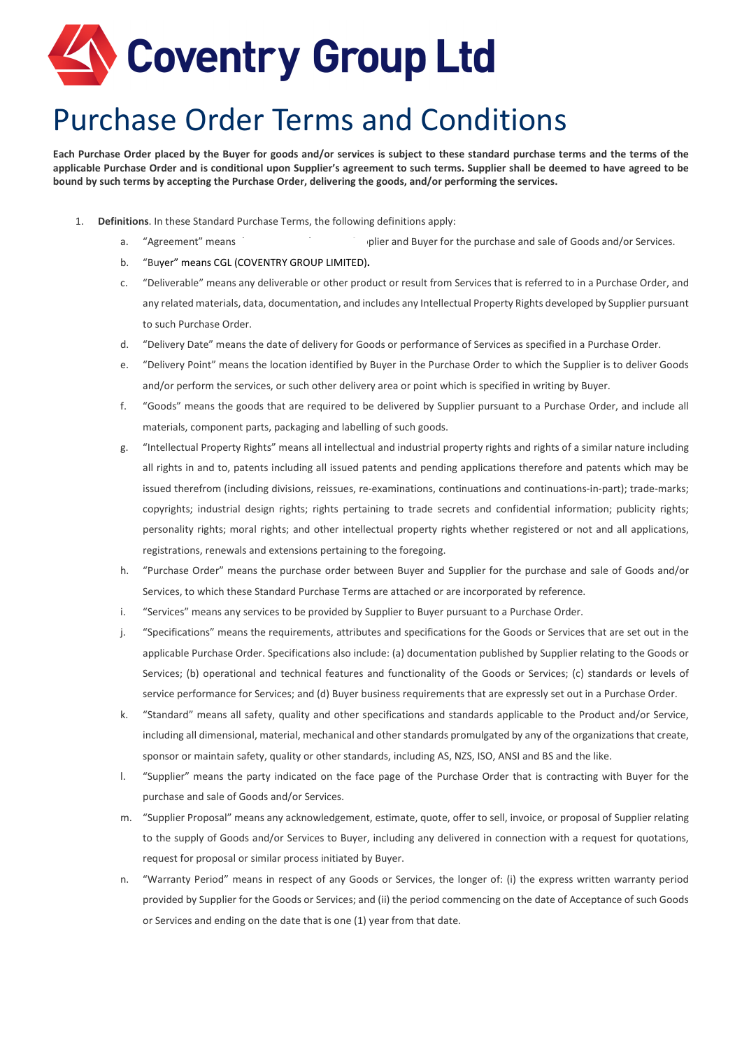# Coventry Group Ltd

# Purchase Order Terms and Conditions

**Each Purchase Order placed by the Buyer for goods and/or services is subject to these standard purchase terms and the terms of the applicable Purchase Order and is conditional upon Supplier's agreement to such terms. Supplier shall be deemed to have agreed to be bound by such terms by accepting the Purchase Order, delivering the goods, and/or performing the services.**

1. **Definitions**. In these Standard Purchase Terms, the following definitions apply:
   a. "Agreement" means ... plier and Buyer for the purchase and sale of Goods and/or Services.
   b. "Buyer" means CGL (COVENTRY GROUP LIMITED).
   c. "Deliverable" means any deliverable or other product or result from Services that is referred to in a Purchase Order, and any related materials, data, documentation, and includes any Intellectual Property Rights developed by Supplier pursuant to such Purchase Order.
   d. "Delivery Date" means the date of delivery for Goods or performance of Services as specified in a Purchase Order.
   e. "Delivery Point" means the location identified by Buyer in the Purchase Order to which the Supplier is to deliver Goods and/or perform the services, or such other delivery area or point which is specified in writing by Buyer.
   f. "Goods" means the goods that are required to be delivered by Supplier pursuant to a Purchase Order, and include all materials, component parts, packaging and labelling of such goods.
   g. "Intellectual Property Rights" means all intellectual and industrial property rights and rights of a similar nature including all rights in and to, patents including all issued patents and pending applications therefore and patents which may be issued therefrom (including divisions, reissues, re-examinations, continuations and continuations-in-part); trade-marks; copyrights; industrial design rights; rights pertaining to trade secrets and confidential information; publicity rights; personality rights; moral rights; and other intellectual property rights whether registered or not and all applications, registrations, renewals and extensions pertaining to the foregoing.
   h. "Purchase Order" means the purchase order between Buyer and Supplier for the purchase and sale of Goods and/or Services, to which these Standard Purchase Terms are attached or are incorporated by reference.
   i. "Services" means any services to be provided by Supplier to Buyer pursuant to a Purchase Order.
   j. "Specifications" means the requirements, attributes and specifications for the Goods or Services that are set out in the applicable Purchase Order. Specifications also include: (a) documentation published by Supplier relating to the Goods or Services; (b) operational and technical features and functionality of the Goods or Services; (c) standards or levels of service performance for Services; and (d) Buyer business requirements that are expressly set out in a Purchase Order.
   k. "Standard" means all safety, quality and other specifications and standards applicable to the Product and/or Service, including all dimensional, material, mechanical and other standards promulgated by any of the organizations that create, sponsor or maintain safety, quality or other standards, including AS, NZS, ISO, ANSI and BS and the like.
   l. "Supplier" means the party indicated on the face page of the Purchase Order that is contracting with Buyer for the purchase and sale of Goods and/or Services.
   m. "Supplier Proposal" means any acknowledgement, estimate, quote, offer to sell, invoice, or proposal of Supplier relating to the supply of Goods and/or Services to Buyer, including any delivered in connection with a request for quotations, request for proposal or similar process initiated by Buyer.
   n. "Warranty Period" means in respect of any Goods or Services, the longer of: (i) the express written warranty period provided by Supplier for the Goods or Services; and (ii) the period commencing on the date of Acceptance of such Goods or Services and ending on the date that is one (1) year from that date.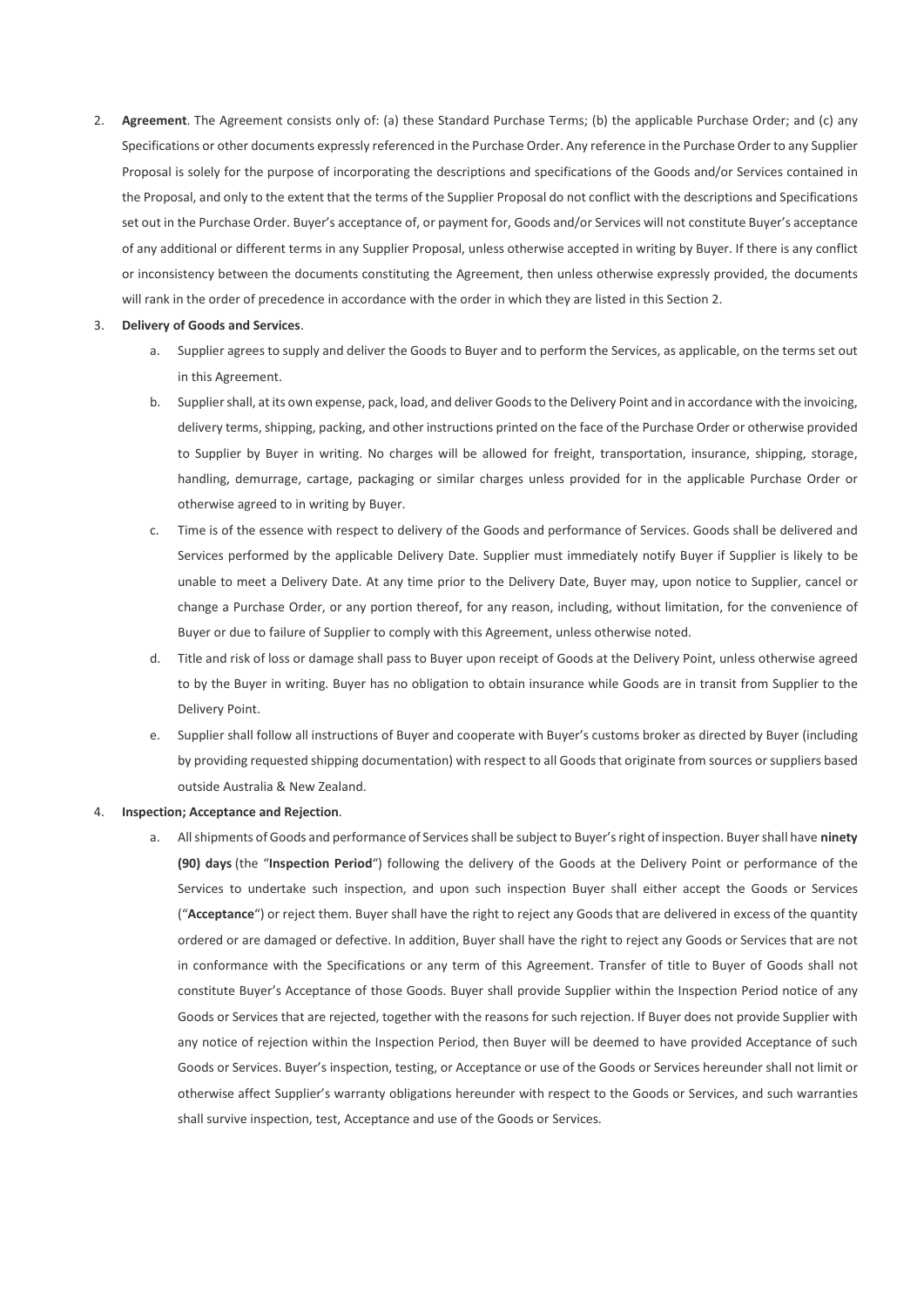2. **Agreement**. The Agreement consists only of: (a) these Standard Purchase Terms; (b) the applicable Purchase Order; and (c) any Specifications or other documents expressly referenced in the Purchase Order. Any reference in the Purchase Order to any Supplier Proposal is solely for the purpose of incorporating the descriptions and specifications of the Goods and/or Services contained in the Proposal, and only to the extent that the terms of the Supplier Proposal do not conflict with the descriptions and Specifications set out in the Purchase Order. Buyer's acceptance of, or payment for, Goods and/or Services will not constitute Buyer's acceptance of any additional or different terms in any Supplier Proposal, unless otherwise accepted in writing by Buyer. If there is any conflict or inconsistency between the documents constituting the Agreement, then unless otherwise expressly provided, the documents will rank in the order of precedence in accordance with the order in which they are listed in this Section 2.

3. **Delivery of Goods and Services**.

   a. Supplier agrees to supply and deliver the Goods to Buyer and to perform the Services, as applicable, on the terms set out in this Agreement.

   b. Supplier shall, at its own expense, pack, load, and deliver Goods to the Delivery Point and in accordance with the invoicing, delivery terms, shipping, packing, and other instructions printed on the face of the Purchase Order or otherwise provided to Supplier by Buyer in writing. No charges will be allowed for freight, transportation, insurance, shipping, storage, handling, demurrage, cartage, packaging or similar charges unless provided for in the applicable Purchase Order or otherwise agreed to in writing by Buyer.

   c. Time is of the essence with respect to delivery of the Goods and performance of Services. Goods shall be delivered and Services performed by the applicable Delivery Date. Supplier must immediately notify Buyer if Supplier is likely to be unable to meet a Delivery Date. At any time prior to the Delivery Date, Buyer may, upon notice to Supplier, cancel or change a Purchase Order, or any portion thereof, for any reason, including, without limitation, for the convenience of Buyer or due to failure of Supplier to comply with this Agreement, unless otherwise noted.

   d. Title and risk of loss or damage shall pass to Buyer upon receipt of Goods at the Delivery Point, unless otherwise agreed to by the Buyer in writing. Buyer has no obligation to obtain insurance while Goods are in transit from Supplier to the Delivery Point.

   e. Supplier shall follow all instructions of Buyer and cooperate with Buyer's customs broker as directed by Buyer (including by providing requested shipping documentation) with respect to all Goods that originate from sources or suppliers based outside Australia & New Zealand.

4. **Inspection; Acceptance and Rejection**.

   a. All shipments of Goods and performance of Services shall be subject to Buyer's right of inspection. Buyer shall have **ninety (90) days** (the "**Inspection Period**") following the delivery of the Goods at the Delivery Point or performance of the Services to undertake such inspection, and upon such inspection Buyer shall either accept the Goods or Services ("**Acceptance**") or reject them. Buyer shall have the right to reject any Goods that are delivered in excess of the quantity ordered or are damaged or defective. In addition, Buyer shall have the right to reject any Goods or Services that are not in conformance with the Specifications or any term of this Agreement. Transfer of title to Buyer of Goods shall not constitute Buyer's Acceptance of those Goods. Buyer shall provide Supplier within the Inspection Period notice of any Goods or Services that are rejected, together with the reasons for such rejection. If Buyer does not provide Supplier with any notice of rejection within the Inspection Period, then Buyer will be deemed to have provided Acceptance of such Goods or Services. Buyer's inspection, testing, or Acceptance or use of the Goods or Services hereunder shall not limit or otherwise affect Supplier's warranty obligations hereunder with respect to the Goods or Services, and such warranties shall survive inspection, test, Acceptance and use of the Goods or Services.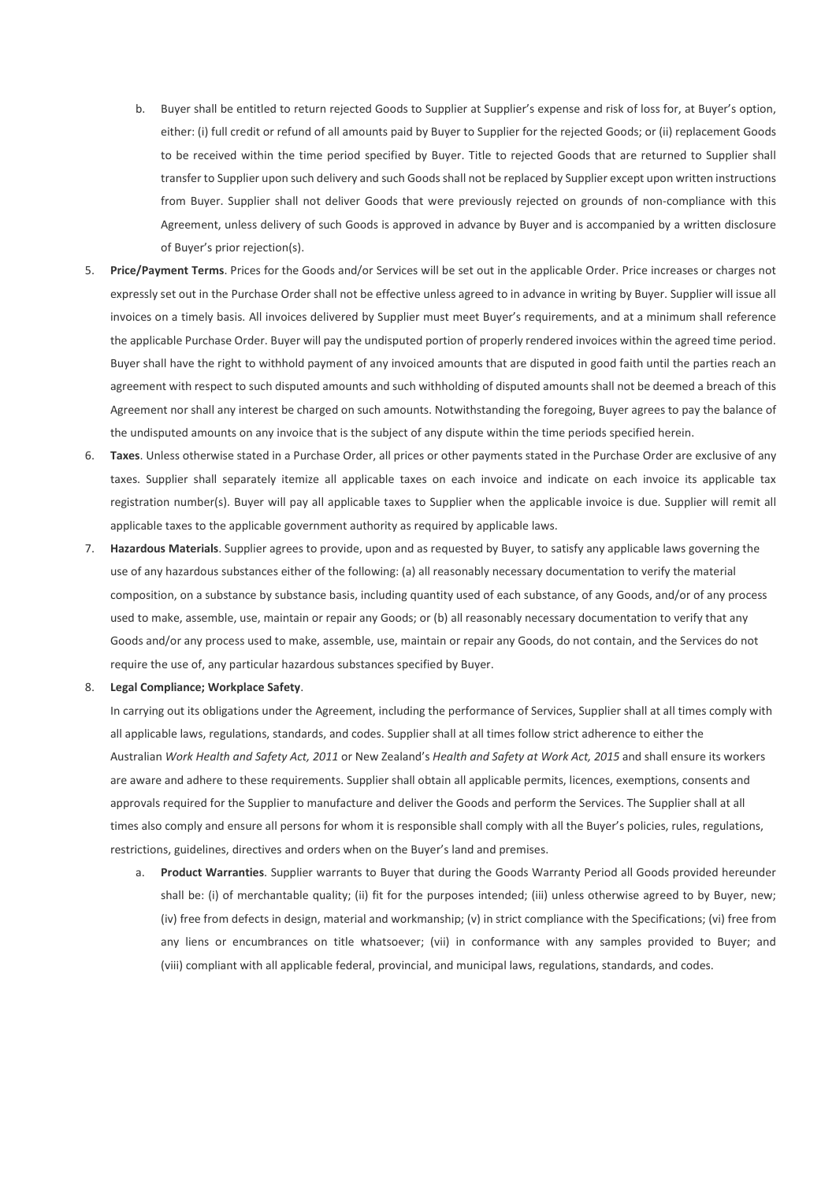b. Buyer shall be entitled to return rejected Goods to Supplier at Supplier's expense and risk of loss for, at Buyer's option, either: (i) full credit or refund of all amounts paid by Buyer to Supplier for the rejected Goods; or (ii) replacement Goods to be received within the time period specified by Buyer. Title to rejected Goods that are returned to Supplier shall transfer to Supplier upon such delivery and such Goods shall not be replaced by Supplier except upon written instructions from Buyer. Supplier shall not deliver Goods that were previously rejected on grounds of non-compliance with this Agreement, unless delivery of such Goods is approved in advance by Buyer and is accompanied by a written disclosure of Buyer's prior rejection(s).

5. **Price/Payment Terms**. Prices for the Goods and/or Services will be set out in the applicable Order. Price increases or charges not expressly set out in the Purchase Order shall not be effective unless agreed to in advance in writing by Buyer. Supplier will issue all invoices on a timely basis. All invoices delivered by Supplier must meet Buyer's requirements, and at a minimum shall reference the applicable Purchase Order. Buyer will pay the undisputed portion of properly rendered invoices within the agreed time period. Buyer shall have the right to withhold payment of any invoiced amounts that are disputed in good faith until the parties reach an agreement with respect to such disputed amounts and such withholding of disputed amounts shall not be deemed a breach of this Agreement nor shall any interest be charged on such amounts. Notwithstanding the foregoing, Buyer agrees to pay the balance of the undisputed amounts on any invoice that is the subject of any dispute within the time periods specified herein.

6. **Taxes**. Unless otherwise stated in a Purchase Order, all prices or other payments stated in the Purchase Order are exclusive of any taxes. Supplier shall separately itemize all applicable taxes on each invoice and indicate on each invoice its applicable tax registration number(s). Buyer will pay all applicable taxes to Supplier when the applicable invoice is due. Supplier will remit all applicable taxes to the applicable government authority as required by applicable laws.

7. **Hazardous Materials**. Supplier agrees to provide, upon and as requested by Buyer, to satisfy any applicable laws governing the use of any hazardous substances either of the following: (a) all reasonably necessary documentation to verify the material composition, on a substance by substance basis, including quantity used of each substance, of any Goods, and/or of any process used to make, assemble, use, maintain or repair any Goods; or (b) all reasonably necessary documentation to verify that any Goods and/or any process used to make, assemble, use, maintain or repair any Goods, do not contain, and the Services do not require the use of, any particular hazardous substances specified by Buyer.

8. **Legal Compliance; Workplace Safety**.

   In carrying out its obligations under the Agreement, including the performance of Services, Supplier shall at all times comply with all applicable laws, regulations, standards, and codes. Supplier shall at all times follow strict adherence to either the Australian *Work Health and Safety Act, 2011* or New Zealand's *Health and Safety at Work Act, 2015* and shall ensure its workers are aware and adhere to these requirements. Supplier shall obtain all applicable permits, licences, exemptions, consents and approvals required for the Supplier to manufacture and deliver the Goods and perform the Services. The Supplier shall at all times also comply and ensure all persons for whom it is responsible shall comply with all the Buyer's policies, rules, regulations, restrictions, guidelines, directives and orders when on the Buyer's land and premises.

   a. **Product Warranties**. Supplier warrants to Buyer that during the Goods Warranty Period all Goods provided hereunder shall be: (i) of merchantable quality; (ii) fit for the purposes intended; (iii) unless otherwise agreed to by Buyer, new; (iv) free from defects in design, material and workmanship; (v) in strict compliance with the Specifications; (vi) free from any liens or encumbrances on title whatsoever; (vii) in conformance with any samples provided to Buyer; and (viii) compliant with all applicable federal, provincial, and municipal laws, regulations, standards, and codes.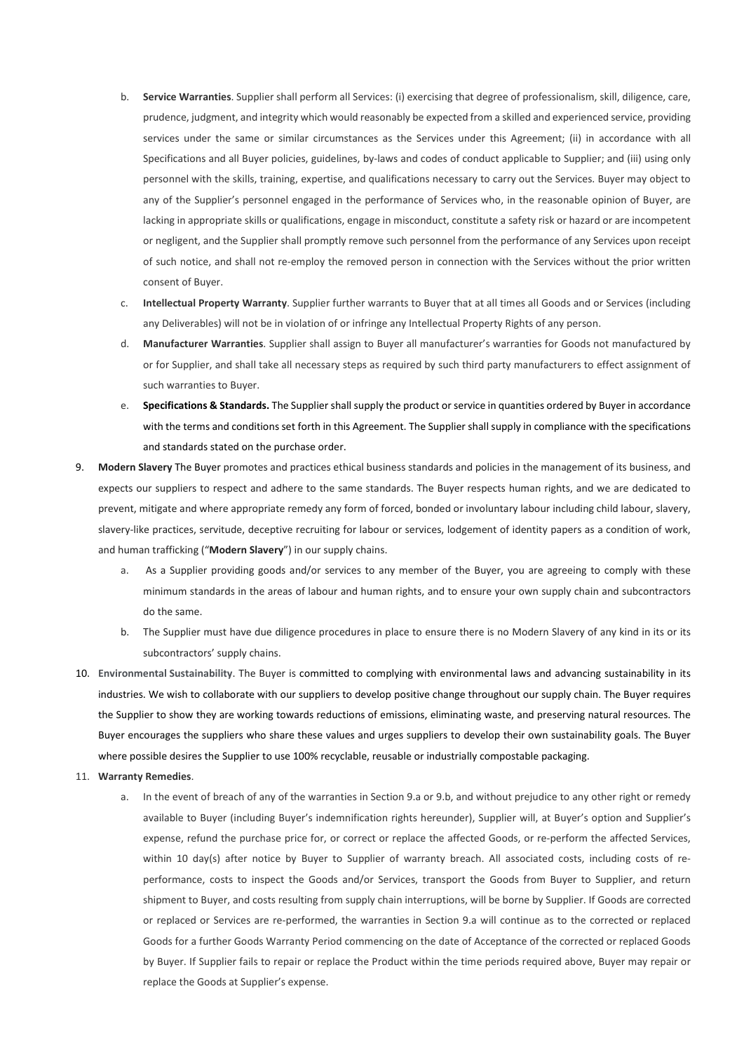b. **Service Warranties**. Supplier shall perform all Services: (i) exercising that degree of professionalism, skill, diligence, care, prudence, judgment, and integrity which would reasonably be expected from a skilled and experienced service, providing services under the same or similar circumstances as the Services under this Agreement; (ii) in accordance with all Specifications and all Buyer policies, guidelines, by-laws and codes of conduct applicable to Supplier; and (iii) using only personnel with the skills, training, expertise, and qualifications necessary to carry out the Services. Buyer may object to any of the Supplier's personnel engaged in the performance of Services who, in the reasonable opinion of Buyer, are lacking in appropriate skills or qualifications, engage in misconduct, constitute a safety risk or hazard or are incompetent or negligent, and the Supplier shall promptly remove such personnel from the performance of any Services upon receipt of such notice, and shall not re-employ the removed person in connection with the Services without the prior written consent of Buyer.

c. **Intellectual Property Warranty**. Supplier further warrants to Buyer that at all times all Goods and or Services (including any Deliverables) will not be in violation of or infringe any Intellectual Property Rights of any person.

d. **Manufacturer Warranties**. Supplier shall assign to Buyer all manufacturer's warranties for Goods not manufactured by or for Supplier, and shall take all necessary steps as required by such third party manufacturers to effect assignment of such warranties to Buyer.

e. **Specifications & Standards.** The Supplier shall supply the product or service in quantities ordered by Buyer in accordance with the terms and conditions set forth in this Agreement. The Supplier shall supply in compliance with the specifications and standards stated on the purchase order.

9. **Modern Slavery** The Buyer promotes and practices ethical business standards and policies in the management of its business, and expects our suppliers to respect and adhere to the same standards. The Buyer respects human rights, and we are dedicated to prevent, mitigate and where appropriate remedy any form of forced, bonded or involuntary labour including child labour, slavery, slavery-like practices, servitude, deceptive recruiting for labour or services, lodgement of identity papers as a condition of work, and human trafficking ("**Modern Slavery**") in our supply chains.

   a. As a Supplier providing goods and/or services to any member of the Buyer, you are agreeing to comply with these minimum standards in the areas of labour and human rights, and to ensure your own supply chain and subcontractors do the same.

   b. The Supplier must have due diligence procedures in place to ensure there is no Modern Slavery of any kind in its or its subcontractors' supply chains.

10. **Environmental Sustainability**. The Buyer is committed to complying with environmental laws and advancing sustainability in its industries. We wish to collaborate with our suppliers to develop positive change throughout our supply chain. The Buyer requires the Supplier to show they are working towards reductions of emissions, eliminating waste, and preserving natural resources. The Buyer encourages the suppliers who share these values and urges suppliers to develop their own sustainability goals. The Buyer where possible desires the Supplier to use 100% recyclable, reusable or industrially compostable packaging.

11. **Warranty Remedies**.

    a. In the event of breach of any of the warranties in Section 9.a or 9.b, and without prejudice to any other right or remedy available to Buyer (including Buyer's indemnification rights hereunder), Supplier will, at Buyer's option and Supplier's expense, refund the purchase price for, or correct or replace the affected Goods, or re-perform the affected Services, within 10 day(s) after notice by Buyer to Supplier of warranty breach. All associated costs, including costs of re-performance, costs to inspect the Goods and/or Services, transport the Goods from Buyer to Supplier, and return shipment to Buyer, and costs resulting from supply chain interruptions, will be borne by Supplier. If Goods are corrected or replaced or Services are re-performed, the warranties in Section 9.a will continue as to the corrected or replaced Goods for a further Goods Warranty Period commencing on the date of Acceptance of the corrected or replaced Goods by Buyer. If Supplier fails to repair or replace the Product within the time periods required above, Buyer may repair or replace the Goods at Supplier's expense.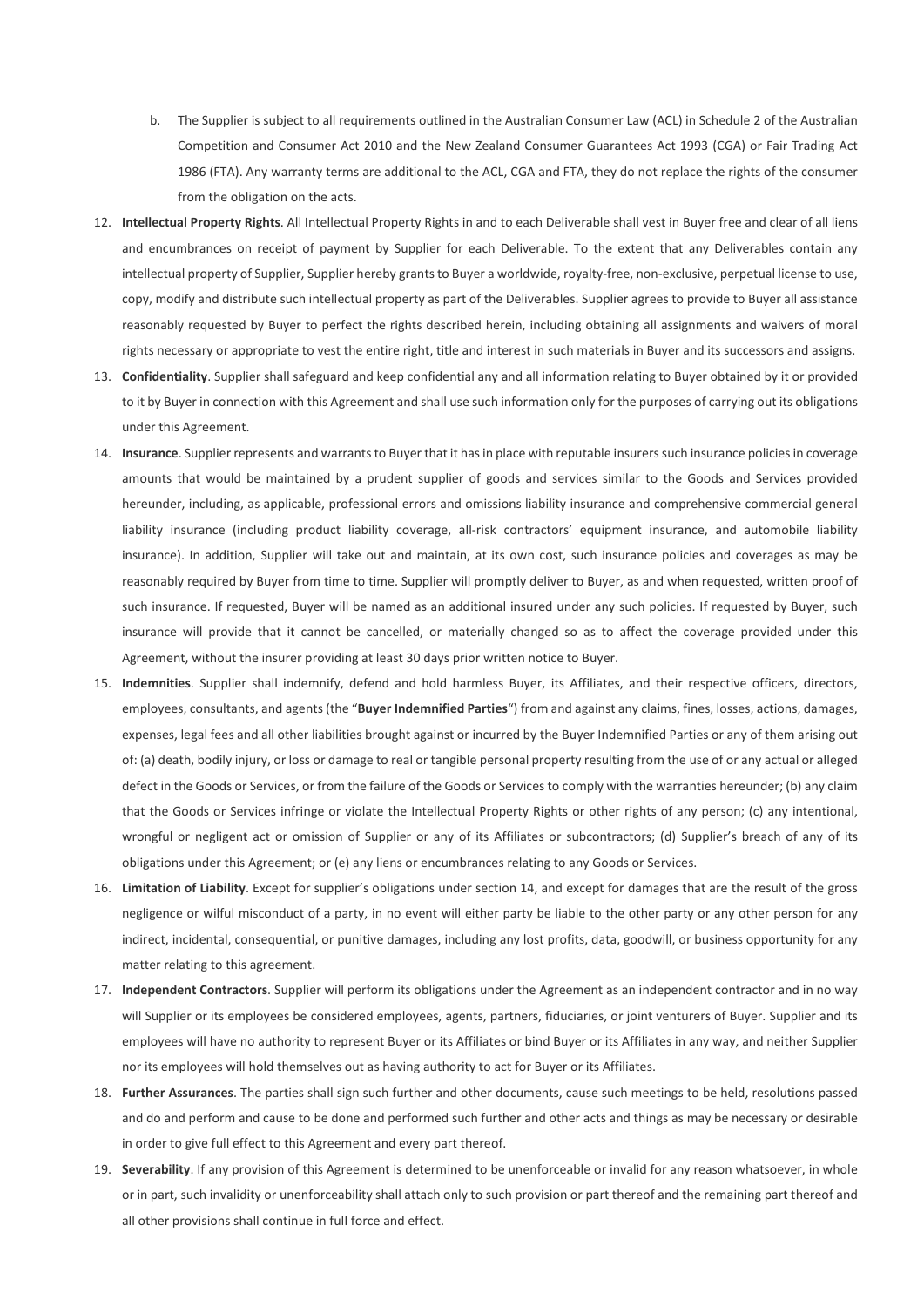b. The Supplier is subject to all requirements outlined in the Australian Consumer Law (ACL) in Schedule 2 of the Australian Competition and Consumer Act 2010 and the New Zealand Consumer Guarantees Act 1993 (CGA) or Fair Trading Act 1986 (FTA). Any warranty terms are additional to the ACL, CGA and FTA, they do not replace the rights of the consumer from the obligation on the acts.

12. **Intellectual Property Rights**. All Intellectual Property Rights in and to each Deliverable shall vest in Buyer free and clear of all liens and encumbrances on receipt of payment by Supplier for each Deliverable. To the extent that any Deliverables contain any intellectual property of Supplier, Supplier hereby grants to Buyer a worldwide, royalty-free, non-exclusive, perpetual license to use, copy, modify and distribute such intellectual property as part of the Deliverables. Supplier agrees to provide to Buyer all assistance reasonably requested by Buyer to perfect the rights described herein, including obtaining all assignments and waivers of moral rights necessary or appropriate to vest the entire right, title and interest in such materials in Buyer and its successors and assigns.

13. **Confidentiality**. Supplier shall safeguard and keep confidential any and all information relating to Buyer obtained by it or provided to it by Buyer in connection with this Agreement and shall use such information only for the purposes of carrying out its obligations under this Agreement.

14. **Insurance**. Supplier represents and warrants to Buyer that it has in place with reputable insurers such insurance policies in coverage amounts that would be maintained by a prudent supplier of goods and services similar to the Goods and Services provided hereunder, including, as applicable, professional errors and omissions liability insurance and comprehensive commercial general liability insurance (including product liability coverage, all-risk contractors' equipment insurance, and automobile liability insurance). In addition, Supplier will take out and maintain, at its own cost, such insurance policies and coverages as may be reasonably required by Buyer from time to time. Supplier will promptly deliver to Buyer, as and when requested, written proof of such insurance. If requested, Buyer will be named as an additional insured under any such policies. If requested by Buyer, such insurance will provide that it cannot be cancelled, or materially changed so as to affect the coverage provided under this Agreement, without the insurer providing at least 30 days prior written notice to Buyer.

15. **Indemnities**. Supplier shall indemnify, defend and hold harmless Buyer, its Affiliates, and their respective officers, directors, employees, consultants, and agents (the "**Buyer Indemnified Parties**") from and against any claims, fines, losses, actions, damages, expenses, legal fees and all other liabilities brought against or incurred by the Buyer Indemnified Parties or any of them arising out of: (a) death, bodily injury, or loss or damage to real or tangible personal property resulting from the use of or any actual or alleged defect in the Goods or Services, or from the failure of the Goods or Services to comply with the warranties hereunder; (b) any claim that the Goods or Services infringe or violate the Intellectual Property Rights or other rights of any person; (c) any intentional, wrongful or negligent act or omission of Supplier or any of its Affiliates or subcontractors; (d) Supplier's breach of any of its obligations under this Agreement; or (e) any liens or encumbrances relating to any Goods or Services.

16. **Limitation of Liability**. Except for supplier's obligations under section 14, and except for damages that are the result of the gross negligence or wilful misconduct of a party, in no event will either party be liable to the other party or any other person for any indirect, incidental, consequential, or punitive damages, including any lost profits, data, goodwill, or business opportunity for any matter relating to this agreement.

17. **Independent Contractors**. Supplier will perform its obligations under the Agreement as an independent contractor and in no way will Supplier or its employees be considered employees, agents, partners, fiduciaries, or joint venturers of Buyer. Supplier and its employees will have no authority to represent Buyer or its Affiliates or bind Buyer or its Affiliates in any way, and neither Supplier nor its employees will hold themselves out as having authority to act for Buyer or its Affiliates.

18. **Further Assurances**. The parties shall sign such further and other documents, cause such meetings to be held, resolutions passed and do and perform and cause to be done and performed such further and other acts and things as may be necessary or desirable in order to give full effect to this Agreement and every part thereof.

19. **Severability**. If any provision of this Agreement is determined to be unenforceable or invalid for any reason whatsoever, in whole or in part, such invalidity or unenforceability shall attach only to such provision or part thereof and the remaining part thereof and all other provisions shall continue in full force and effect.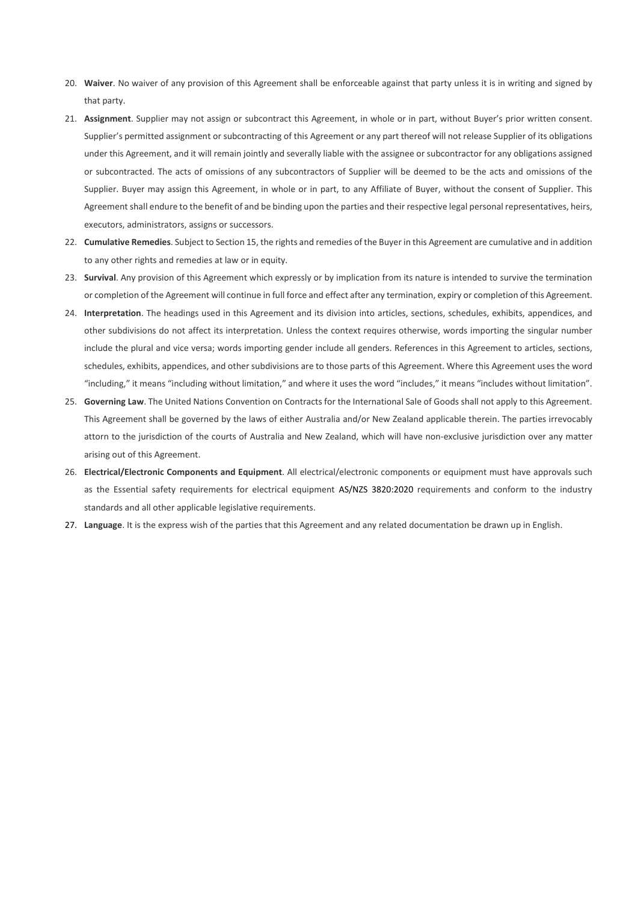20. **Waiver**. No waiver of any provision of this Agreement shall be enforceable against that party unless it is in writing and signed by that party.
21. **Assignment**. Supplier may not assign or subcontract this Agreement, in whole or in part, without Buyer's prior written consent. Supplier's permitted assignment or subcontracting of this Agreement or any part thereof will not release Supplier of its obligations under this Agreement, and it will remain jointly and severally liable with the assignee or subcontractor for any obligations assigned or subcontracted. The acts of omissions of any subcontractors of Supplier will be deemed to be the acts and omissions of the Supplier. Buyer may assign this Agreement, in whole or in part, to any Affiliate of Buyer, without the consent of Supplier. This Agreement shall endure to the benefit of and be binding upon the parties and their respective legal personal representatives, heirs, executors, administrators, assigns or successors.
22. **Cumulative Remedies**. Subject to Section 15, the rights and remedies of the Buyer in this Agreement are cumulative and in addition to any other rights and remedies at law or in equity.
23. **Survival**. Any provision of this Agreement which expressly or by implication from its nature is intended to survive the termination or completion of the Agreement will continue in full force and effect after any termination, expiry or completion of this Agreement.
24. **Interpretation**. The headings used in this Agreement and its division into articles, sections, schedules, exhibits, appendices, and other subdivisions do not affect its interpretation. Unless the context requires otherwise, words importing the singular number include the plural and vice versa; words importing gender include all genders. References in this Agreement to articles, sections, schedules, exhibits, appendices, and other subdivisions are to those parts of this Agreement. Where this Agreement uses the word "including," it means "including without limitation," and where it uses the word "includes," it means "includes without limitation".
25. **Governing Law**. The United Nations Convention on Contracts for the International Sale of Goods shall not apply to this Agreement. This Agreement shall be governed by the laws of either Australia and/or New Zealand applicable therein. The parties irrevocably attorn to the jurisdiction of the courts of Australia and New Zealand, which will have non-exclusive jurisdiction over any matter arising out of this Agreement.
26. **Electrical/Electronic Components and Equipment**. All electrical/electronic components or equipment must have approvals such as the Essential safety requirements for electrical equipment AS/NZS 3820:2020 requirements and conform to the industry standards and all other applicable legislative requirements.
27. **Language**. It is the express wish of the parties that this Agreement and any related documentation be drawn up in English.